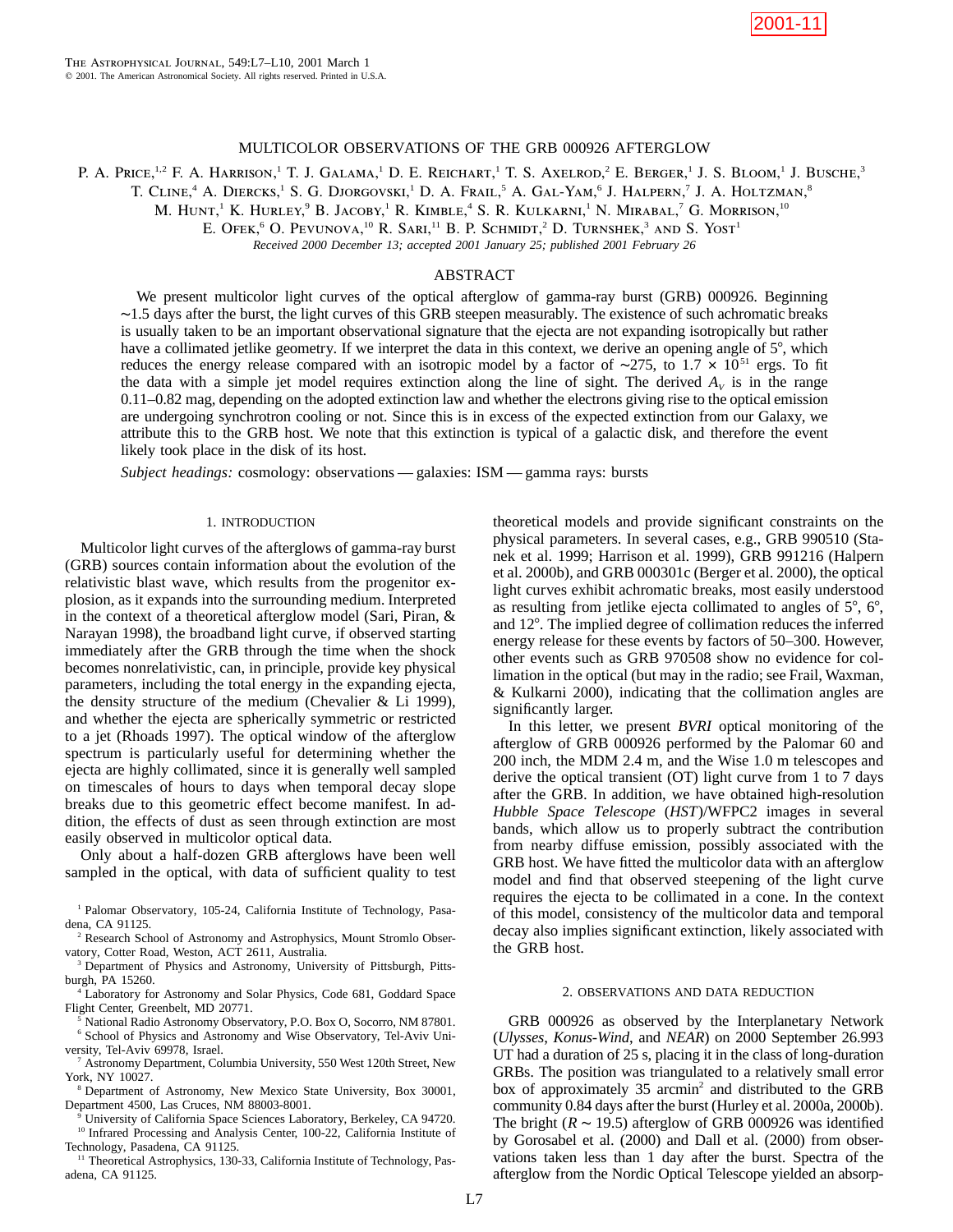# MULTICOLOR OBSERVATIONS OF THE GRB 000926 AFTERGLOW

P. A. Price,[1,2] F. A. Harrison,[1] T. J. Galama,[1] D. E. Reichart,[1] T. S. Axelrod,[2] E. Berger,[1] J. S. Bloom,[1] J. Busche,[3] T. Cline,[4] A. Diercks,[1] S. G. Djorgovski,[1] D. A. Frail,[5] A. Gal-Yam,[6] J. Halpern,[7] J. A. Holtzman,[8] M. Hunt,[1] K. Hurley,[9] B. Jacoby,[1] R. Kimble,[4] S. R. Kulkarni,[1] N. Mirabal,[7] G. Morrison,[10] E. Ofek,[6] O. Pevunova,[10] R. Sari,[11] B. P. Schmidt,[2] D. Turnshek,[3] and S. Yost[1]

*Received 2000 December 13; accepted 2001 January 25; published 2001 February 26*

## ABSTRACT

We present multicolor light curves of the optical afterglow of gamma-ray burst (GRB) 000926. Beginning ∼1.5 days after the burst, the light curves of this GRB steepen measurably. The existence of such achromatic breaks is usually taken to be an important observational signature that the ejecta are not expanding isotropically but rather have a collimated jetlike geometry. If we interpret the data in this context, we derive an opening angle of 5°, which reduces the energy release compared with an isotropic model by a factor of ∼275, to $1.7 \times 10^{51}$ ergs. To fit the data with a simple jet model requires extinction along the line of sight. The derived $A_V$ is in the range 0.11–0.82 mag, depending on the adopted extinction law and whether the electrons giving rise to the optical emission are undergoing synchrotron cooling or not. Since this is in excess of the expected extinction from our Galaxy, we attribute this to the GRB host. We note that this extinction is typical of a galactic disk, and therefore the event likely took place in the disk of its host.

*Subject headings:* cosmology: observations — galaxies: ISM — gamma rays: bursts

## 1. INTRODUCTION

Multicolor light curves of the afterglows of gamma-ray burst (GRB) sources contain information about the evolution of the relativistic blast wave, which results from the progenitor explosion, as it expands into the surrounding medium. Interpreted in the context of a theoretical afterglow model (Sari, Piran, & Narayan 1998), the broadband light curve, if observed starting immediately after the GRB through the time when the shock becomes nonrelativistic, can, in principle, provide key physical parameters, including the total energy in the expanding ejecta, the density structure of the medium (Chevalier & Li 1999), and whether the ejecta are spherically symmetric or restricted to a jet (Rhoads 1997). The optical window of the afterglow spectrum is particularly useful for determining whether the ejecta are highly collimated, since it is generally well sampled on timescales of hours to days when temporal decay slope breaks due to this geometric effect become manifest. In addition, the effects of dust as seen through extinction are most easily observed in multicolor optical data.

Only about a half-dozen GRB afterglows have been well sampled in the optical, with data of sufficient quality to test theoretical models and provide significant constraints on the physical parameters. In several cases, e.g., GRB 990510 (Stanek et al. 1999; Harrison et al. 1999), GRB 991216 (Halpern et al. 2000b), and GRB 000301c (Berger et al. 2000), the optical light curves exhibit achromatic breaks, most easily understood as resulting from jetlike ejecta collimated to angles of 5°, 6°, and 12°. The implied degree of collimation reduces the inferred energy release for these events by factors of 50–300. However, other events such as GRB 970508 show no evidence for collimation in the optical (but may in the radio; see Frail, Waxman, & Kulkarni 2000), indicating that the collimation angles are significantly larger.

In this letter, we present *BVRI* optical monitoring of the afterglow of GRB 000926 performed by the Palomar 60 and 200 inch, the MDM 2.4 m, and the Wise 1.0 m telescopes and derive the optical transient (OT) light curve from 1 to 7 days after the GRB. In addition, we have obtained high-resolution *Hubble Space Telescope* (*HST*)/WFPC2 images in several bands, which allow us to properly subtract the contribution from nearby diffuse emission, possibly associated with the GRB host. We have fitted the multicolor data with an afterglow model and find that observed steepening of the light curve requires the ejecta to be collimated in a cone. In the context of this model, consistency of the multicolor data and temporal decay also implies significant extinction, likely associated with the GRB host.

## 2. OBSERVATIONS AND DATA REDUCTION

GRB 000926 as observed by the Interplanetary Network (*Ulysses*, *Konus-Wind*, and *NEAR*) on 2000 September 26.993 UT had a duration of 25 s, placing it in the class of long-duration GRBs. The position was triangulated to a relatively small error box of approximately 35 arcmin² and distributed to the GRB community 0.84 days after the burst (Hurley et al. 2000a, 2000b). The bright ($R \sim 19.5$) afterglow of GRB 000926 was identified by Gorosabel et al. (2000) and Dall et al. (2000) from observations taken less than 1 day after the burst. Spectra of the afterglow from the Nordic Optical Telescope yielded an absorp-

---

[1] Palomar Observatory, 105-24, California Institute of Technology, Pasadena, CA 91125.

[2] Research School of Astronomy and Astrophysics, Mount Stromlo Observatory, Cotter Road, Weston, ACT 2611, Australia.

[3] Department of Physics and Astronomy, University of Pittsburgh, Pittsburgh, PA 15260.

[4] Laboratory for Astronomy and Solar Physics, Code 681, Goddard Space Flight Center, Greenbelt, MD 20771.

[5] National Radio Astronomy Observatory, P.O. Box O, Socorro, NM 87801.

[6] School of Physics and Astronomy and Wise Observatory, Tel-Aviv University, Tel-Aviv 69978, Israel.

[7] Astronomy Department, Columbia University, 550 West 120th Street, New York, NY 10027.

[8] Department of Astronomy, New Mexico State University, Box 30001, Department 4500, Las Cruces, NM 88003-8001.

[9] University of California Space Sciences Laboratory, Berkeley, CA 94720.

[10] Infrared Processing and Analysis Center, 100-22, California Institute of Technology, Pasadena, CA 91125.

[11] Theoretical Astrophysics, 130-33, California Institute of Technology, Pasadena, CA 91125.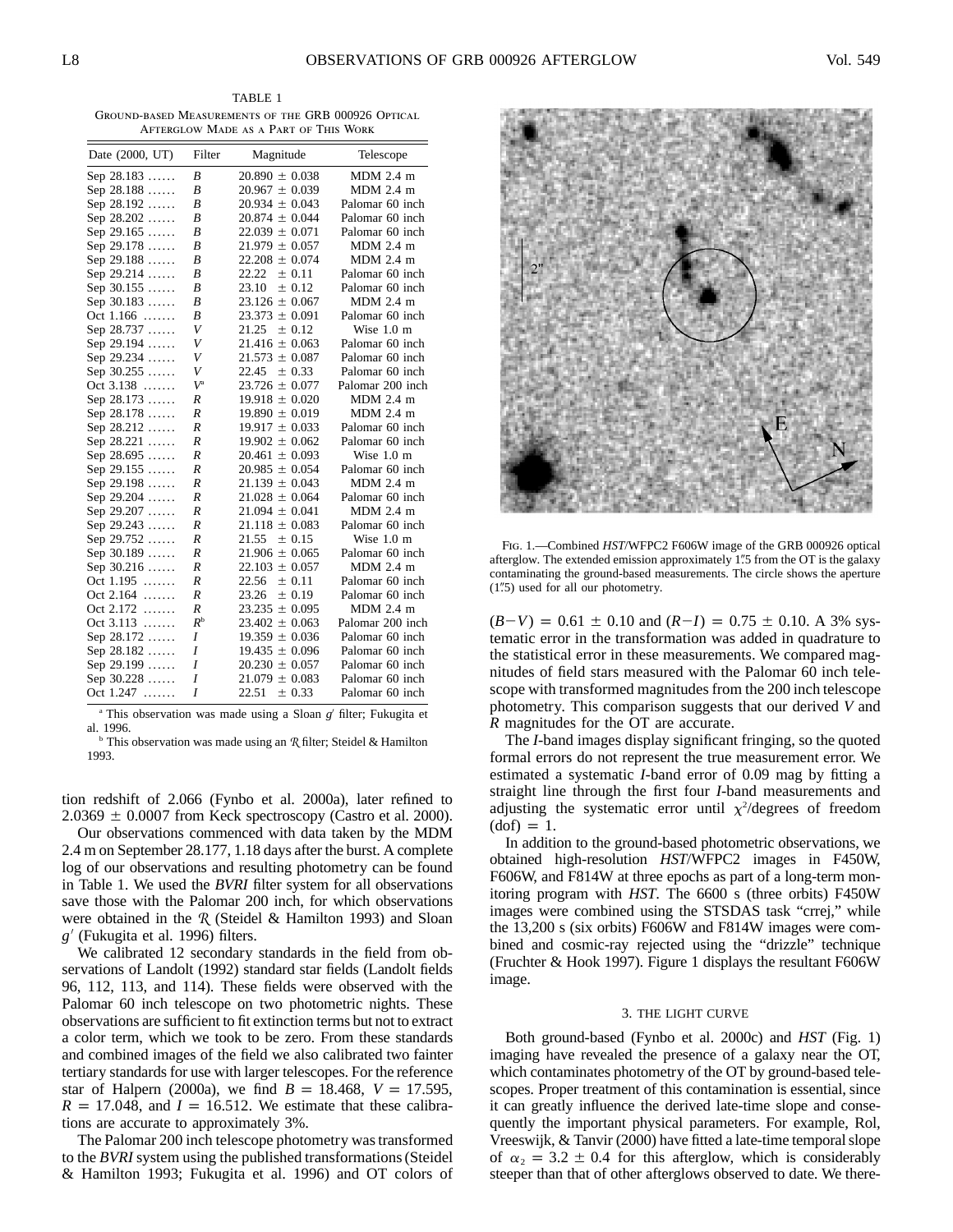TABLE 1
Ground-based Measurements of the GRB 000926 Optical Afterglow Made as a Part of This Work

| Date (2000, UT) | Filter | Magnitude | Telescope |
|---|---|---|---|
| Sep 28.183 …… | $B$ | 20.890 ± 0.038 | MDM 2.4 m |
| Sep 28.188 …… | $B$ | 20.967 ± 0.039 | MDM 2.4 m |
| Sep 28.192 …… | $B$ | 20.934 ± 0.043 | Palomar 60 inch |
| Sep 28.202 …… | $B$ | 20.874 ± 0.044 | Palomar 60 inch |
| Sep 29.165 …… | $B$ | 22.039 ± 0.071 | Palomar 60 inch |
| Sep 29.178 …… | $B$ | 21.979 ± 0.057 | MDM 2.4 m |
| Sep 29.188 …… | $B$ | 22.208 ± 0.074 | MDM 2.4 m |
| Sep 29.214 …… | $B$ | 22.22 ± 0.11 | Palomar 60 inch |
| Sep 30.155 …… | $B$ | 23.10 ± 0.12 | Palomar 60 inch |
| Sep 30.183 …… | $B$ | 23.126 ± 0.067 | MDM 2.4 m |
| Oct 1.166 ……. | $B$ | 23.373 ± 0.091 | Palomar 60 inch |
| Sep 28.737 …… | $V$ | 21.25 ± 0.12 | Wise 1.0 m |
| Sep 29.194 …… | $V$ | 21.416 ± 0.063 | Palomar 60 inch |
| Sep 29.234 …… | $V$ | 21.573 ± 0.087 | Palomar 60 inch |
| Sep 30.255 …… | $V$ | 22.45 ± 0.33 | Palomar 60 inch |
| Oct 3.138 ……. | $V$[a] | 23.726 ± 0.077 | Palomar 200 inch |
| Sep 28.173 …… | $R$ | 19.918 ± 0.020 | MDM 2.4 m |
| Sep 28.178 …… | $R$ | 19.890 ± 0.019 | MDM 2.4 m |
| Sep 28.212 …… | $R$ | 19.917 ± 0.033 | Palomar 60 inch |
| Sep 28.221 …… | $R$ | 19.902 ± 0.062 | Palomar 60 inch |
| Sep 28.695 …… | $R$ | 20.461 ± 0.093 | Wise 1.0 m |
| Sep 29.155 …… | $R$ | 20.985 ± 0.054 | Palomar 60 inch |
| Sep 29.198 …… | $R$ | 21.139 ± 0.043 | MDM 2.4 m |
| Sep 29.204 …… | $R$ | 21.028 ± 0.064 | Palomar 60 inch |
| Sep 29.207 …… | $R$ | 21.094 ± 0.041 | MDM 2.4 m |
| Sep 29.243 …… | $R$ | 21.118 ± 0.083 | Palomar 60 inch |
| Sep 29.752 …… | $R$ | 21.55 ± 0.15 | Wise 1.0 m |
| Sep 30.189 …… | $R$ | 21.906 ± 0.065 | Palomar 60 inch |
| Sep 30.216 …… | $R$ | 22.103 ± 0.057 | MDM 2.4 m |
| Oct 1.195 ……. | $R$ | 22.56 ± 0.11 | Palomar 60 inch |
| Oct 2.164 ……. | $R$ | 23.26 ± 0.19 | Palomar 60 inch |
| Oct 2.172 ……. | $R$ | 23.235 ± 0.095 | MDM 2.4 m |
| Oct 3.113 ……. | $R$[b] | 23.402 ± 0.063 | Palomar 200 inch |
| Sep 28.172 …… | $I$ | 19.359 ± 0.036 | Palomar 60 inch |
| Sep 28.182 …… | $I$ | 19.435 ± 0.096 | Palomar 60 inch |
| Sep 29.199 …… | $I$ | 20.230 ± 0.057 | Palomar 60 inch |
| Sep 30.228 …… | $I$ | 21.079 ± 0.083 | Palomar 60 inch |
| Oct 1.247 ……. | $I$ | 22.51 ± 0.33 | Palomar 60 inch |

[a] This observation was made using a Sloan $g'$ filter; Fukugita et al. 1996.
[b] This observation was made using an $\mathcal{R}$ filter; Steidel & Hamilton 1993.

tion redshift of 2.066 (Fynbo et al. 2000a), later refined to $2.0369 \pm 0.0007$ from Keck spectroscopy (Castro et al. 2000).

Our observations commenced with data taken by the MDM 2.4 m on September 28.177, 1.18 days after the burst. A complete log of our observations and resulting photometry can be found in Table 1. We used the *BVRI* filter system for all observations save those with the Palomar 200 inch, for which observations were obtained in the $\mathcal{R}$ (Steidel & Hamilton 1993) and Sloan $g'$ (Fukugita et al. 1996) filters.

We calibrated 12 secondary standards in the field from observations of Landolt (1992) standard star fields (Landolt fields 96, 112, 113, and 114). These fields were observed with the Palomar 60 inch telescope on two photometric nights. These observations are sufficient to fit extinction terms but not to extract a color term, which we took to be zero. From these standards and combined images of the field we also calibrated two fainter tertiary standards for use with larger telescopes. For the reference star of Halpern (2000a), we find $B = 18.468$, $V = 17.595$, $R = 17.048$, and $I = 16.512$. We estimate that these calibrations are accurate to approximately 3%.

The Palomar 200 inch telescope photometry was transformed to the *BVRI* system using the published transformations (Steidel & Hamilton 1993; Fukugita et al. 1996) and OT colors of $(B-V) = 0.61 \pm 0.10$ and $(R-I) = 0.75 \pm 0.10$. A 3% systematic error in the transformation was added in quadrature to the statistical error in these measurements. We compared magnitudes of field stars measured with the Palomar 60 inch telescope with transformed magnitudes from the 200 inch telescope photometry. This comparison suggests that our derived $V$ and $R$ magnitudes for the OT are accurate.

The *I*-band images display significant fringing, so the quoted formal errors do not represent the true measurement error. We estimated a systematic *I*-band error of 0.09 mag by fitting a straight line through the first four *I*-band measurements and adjusting the systematic error until $\chi^2$/degrees of freedom (dof) = 1.

In addition to the ground-based photometric observations, we obtained high-resolution *HST*/WFPC2 images in F450W, F606W, and F814W at three epochs as part of a long-term monitoring program with *HST*. The 6600 s (three orbits) F450W images were combined using the STSDAS task "crrej," while the 13,200 s (six orbits) F606W and F814W images were combined and cosmic-ray rejected using the "drizzle" technique (Fruchter & Hook 1997). Figure 1 displays the resultant F606W image.

Fig. 1.—Combined *HST*/WFPC2 F606W image of the GRB 000926 optical afterglow. The extended emission approximately 1″.5 from the OT is the galaxy contaminating the ground-based measurements. The circle shows the aperture (1″.5) used for all our photometry.

## 3. THE LIGHT CURVE

Both ground-based (Fynbo et al. 2000c) and *HST* (Fig. 1) imaging have revealed the presence of a galaxy near the OT, which contaminates photometry of the OT by ground-based telescopes. Proper treatment of this contamination is essential, since it can greatly influence the derived late-time slope and consequently the important physical parameters. For example, Rol, Vreeswijk, & Tanvir (2000) have fitted a late-time temporal slope of $\alpha_2 = 3.2 \pm 0.4$ for this afterglow, which is considerably steeper than that of other afterglows observed to date. We there-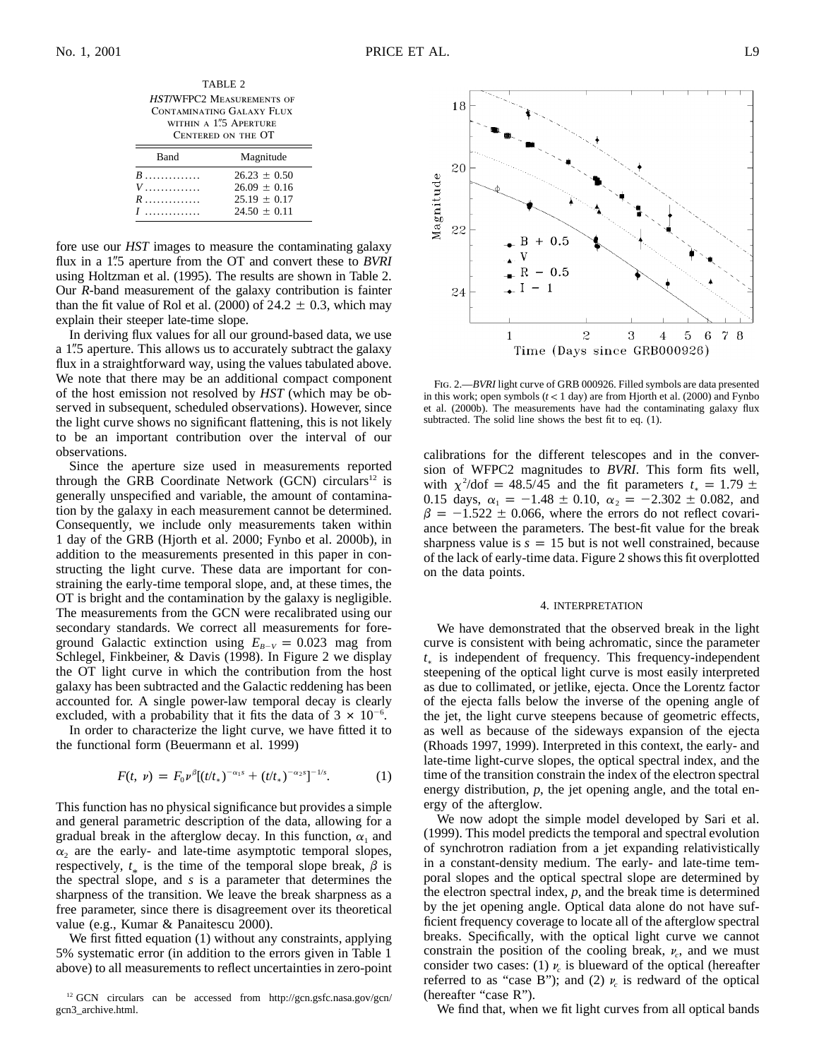TABLE 2

*HST*/WFPC2 Measurements of Contaminating Galaxy Flux within a 1".5 Aperture Centered on the OT

| Band | Magnitude |
|---|---|
| *B* ............. | 26.23 ± 0.50 |
| *V* ............. | 26.09 ± 0.16 |
| *R* ............. | 25.19 ± 0.17 |
| *I* ............. | 24.50 ± 0.11 |

fore use our *HST* images to measure the contaminating galaxy flux in a 1".5 aperture from the OT and convert these to *BVRI* using Holtzman et al. (1995). The results are shown in Table 2. Our *R*-band measurement of the galaxy contribution is fainter than the fit value of Rol et al. (2000) of 24.2 ± 0.3, which may explain their steeper late-time slope.

In deriving flux values for all our ground-based data, we use a 1".5 aperture. This allows us to accurately subtract the galaxy flux in a straightforward way, using the values tabulated above. We note that there may be an additional compact component of the host emission not resolved by *HST* (which may be observed in subsequent, scheduled observations). However, since the light curve shows no significant flattening, this is not likely to be an important contribution over the interval of our observations.

Since the aperture size used in measurements reported through the GRB Coordinate Network (GCN) circulars[12] is generally unspecified and variable, the amount of contamination by the galaxy in each measurement cannot be determined. Consequently, we include only measurements taken within 1 day of the GRB (Hjorth et al. 2000; Fynbo et al. 2000b), in addition to the measurements presented in this paper in constructing the light curve. These data are important for constraining the early-time temporal slope, and, at these times, the OT is bright and the contamination by the galaxy is negligible. The measurements from the GCN were recalibrated using our secondary standards. We correct all measurements for foreground Galactic extinction using $E_{B-V} = 0.023$ mag from Schlegel, Finkbeiner, & Davis (1998). In Figure 2 we display the OT light curve in which the contribution from the host galaxy has been subtracted and the Galactic reddening has been accounted for. A single power-law temporal decay is clearly excluded, with a probability that it fits the data of $3 \times 10^{-6}$.

In order to characterize the light curve, we have fitted it to the functional form (Beuermann et al. 1999)

$$F(t, \nu) = F_0 \nu^{\beta} [(t/t_*)^{-\alpha_1 s} + (t/t_*)^{-\alpha_2 s}]^{-1/s}. \tag{1}$$

This function has no physical significance but provides a simple and general parametric description of the data, allowing for a gradual break in the afterglow decay. In this function, $\alpha_1$ and $\alpha_2$ are the early- and late-time asymptotic temporal slopes, respectively, $t_*$ is the time of the temporal slope break, $\beta$ is the spectral slope, and $s$ is a parameter that determines the sharpness of the transition. We leave the break sharpness as a free parameter, since there is disagreement over its theoretical value (e.g., Kumar & Panaitescu 2000).

We first fitted equation (1) without any constraints, applying 5% systematic error (in addition to the errors given in Table 1 above) to all measurements to reflect uncertainties in zero-point calibrations for the different telescopes and in the conversion of WFPC2 magnitudes to *BVRI*. This form fits well, with $\chi^2/\text{dof} = 48.5/45$ and the fit parameters $t_* = 1.79 \pm 0.15$ days, $\alpha_1 = -1.48 \pm 0.10$, $\alpha_2 = -2.302 \pm 0.082$, and $\beta = -1.522 \pm 0.066$, where the errors do not reflect covariance between the parameters. The best-fit value for the break sharpness value is $s = 15$ but is not well constrained, because of the lack of early-time data. Figure 2 shows this fit overplotted on the data points.

Fig. 2.—*BVRI* light curve of GRB 000926. Filled symbols are data presented in this work; open symbols ($t < 1$ day) are from Hjorth et al. (2000) and Fynbo et al. (2000b). The measurements have had the contaminating galaxy flux subtracted. The solid line shows the best fit to eq. (1).

## 4. INTERPRETATION

We have demonstrated that the observed break in the light curve is consistent with being achromatic, since the parameter $t_*$ is independent of frequency. This frequency-independent steepening of the optical light curve is most easily interpreted as due to collimated, or jetlike, ejecta. Once the Lorentz factor of the ejecta falls below the inverse of the opening angle of the jet, the light curve steepens because of geometric effects, as well as because of the sideways expansion of the ejecta (Rhoads 1997, 1999). Interpreted in this context, the early- and late-time light-curve slopes, the optical spectral index, and the time of the transition constrain the index of the electron spectral energy distribution, $p$, the jet opening angle, and the total energy of the afterglow.

We now adopt the simple model developed by Sari et al. (1999). This model predicts the temporal and spectral evolution of synchrotron radiation from a jet expanding relativistically in a constant-density medium. The early- and late-time temporal slopes and the optical spectral slope are determined by the electron spectral index, $p$, and the break time is determined by the jet opening angle. Optical data alone do not have sufficient frequency coverage to locate all of the afterglow spectral breaks. Specifically, with the optical light curve we cannot constrain the position of the cooling break, $\nu_c$, and we must consider two cases: (1) $\nu_c$ is blueward of the optical (hereafter referred to as "case B"); and (2) $\nu_c$ is redward of the optical (hereafter "case R").

We find that, when we fit light curves from all optical bands

[12] GCN circulars can be accessed from http://gcn.gsfc.nasa.gov/gcn/gcn3_archive.html.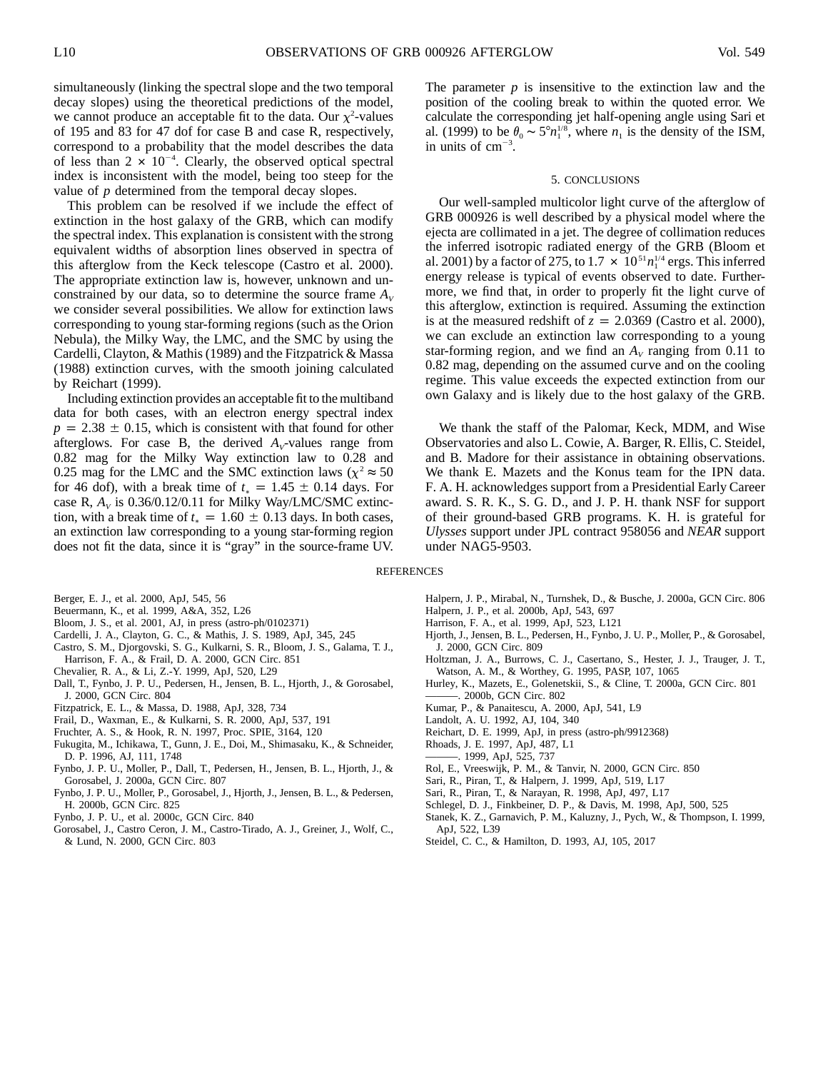simultaneously (linking the spectral slope and the two temporal decay slopes) using the theoretical predictions of the model, we cannot produce an acceptable fit to the data. Our $\chi^2$-values of 195 and 83 for 47 dof for case B and case R, respectively, correspond to a probability that the model describes the data of less than $2 \times 10^{-4}$. Clearly, the observed optical spectral index is inconsistent with the model, being too steep for the value of $p$ determined from the temporal decay slopes.

This problem can be resolved if we include the effect of extinction in the host galaxy of the GRB, which can modify the spectral index. This explanation is consistent with the strong equivalent widths of absorption lines observed in spectra of this afterglow from the Keck telescope (Castro et al. 2000). The appropriate extinction law is, however, unknown and unconstrained by our data, so to determine the source frame $A_V$ we consider several possibilities. We allow for extinction laws corresponding to young star-forming regions (such as the Orion Nebula), the Milky Way, the LMC, and the SMC by using the Cardelli, Clayton, & Mathis (1989) and the Fitzpatrick & Massa (1988) extinction curves, with the smooth joining calculated by Reichart (1999).

Including extinction provides an acceptable fit to the multiband data for both cases, with an electron energy spectral index $p = 2.38 \pm 0.15$, which is consistent with that found for other afterglows. For case B, the derived $A_V$-values range from 0.82 mag for the Milky Way extinction law to 0.28 and 0.25 mag for the LMC and the SMC extinction laws ($\chi^2 \approx 50$ for 46 dof), with a break time of $t_* = 1.45 \pm 0.14$ days. For case R, $A_V$ is 0.36/0.12/0.11 for Milky Way/LMC/SMC extinction, with a break time of $t_* = 1.60 \pm 0.13$ days. In both cases, an extinction law corresponding to a young star-forming region does not fit the data, since it is "gray" in the source-frame UV. The parameter $p$ is insensitive to the extinction law and the position of the cooling break to within the quoted error. We calculate the corresponding jet half-opening angle using Sari et al. (1999) to be $\theta_0 \sim 5° n_1^{1/8}$, where $n_1$ is the density of the ISM, in units of $\text{cm}^{-3}$.

## 5. CONCLUSIONS

Our well-sampled multicolor light curve of the afterglow of GRB 000926 is well described by a physical model where the ejecta are collimated in a jet. The degree of collimation reduces the inferred isotropic radiated energy of the GRB (Bloom et al. 2001) by a factor of 275, to $1.7 \times 10^{51} n_1^{1/4}$ ergs. This inferred energy release is typical of events observed to date. Furthermore, we find that, in order to properly fit the light curve of this afterglow, extinction is required. Assuming the extinction is at the measured redshift of $z = 2.0369$ (Castro et al. 2000), we can exclude an extinction law corresponding to a young star-forming region, and we find an $A_V$ ranging from 0.11 to 0.82 mag, depending on the assumed curve and on the cooling regime. This value exceeds the expected extinction from our own Galaxy and is likely due to the host galaxy of the GRB.

We thank the staff of the Palomar, Keck, MDM, and Wise Observatories and also L. Cowie, A. Barger, R. Ellis, C. Steidel, and B. Madore for their assistance in obtaining observations. We thank E. Mazets and the Konus team for the IPN data. F. A. H. acknowledges support from a Presidential Early Career award. S. R. K., S. G. D., and J. P. H. thank NSF for support of their ground-based GRB programs. K. H. is grateful for *Ulysses* support under JPL contract 958056 and *NEAR* support under NAG5-9503.

## REFERENCES

Berger, E. J., et al. 2000, ApJ, 545, 56
Beuermann, K., et al. 1999, A&A, 352, L26
Bloom, J. S., et al. 2001, AJ, in press (astro-ph/0102371)
Cardelli, J. A., Clayton, G. C., & Mathis, J. S. 1989, ApJ, 345, 245
Castro, S. M., Djorgovski, S. G., Kulkarni, S. R., Bloom, J. S., Galama, T. J., Harrison, F. A., & Frail, D. A. 2000, GCN Circ. 851
Chevalier, R. A., & Li, Z.-Y. 1999, ApJ, 520, L29
Dall, T., Fynbo, J. P. U., Pedersen, H., Jensen, B. L., Hjorth, J., & Gorosabel, J. 2000, GCN Circ. 804
Fitzpatrick, E. L., & Massa, D. 1988, ApJ, 328, 734
Frail, D., Waxman, E., & Kulkarni, S. R. 2000, ApJ, 537, 191
Fruchter, A. S., & Hook, R. N. 1997, Proc. SPIE, 3164, 120
Fukugita, M., Ichikawa, T., Gunn, J. E., Doi, M., Shimasaku, K., & Schneider, D. P. 1996, AJ, 111, 1748
Fynbo, J. P. U., Moller, P., Dall, T., Pedersen, H., Jensen, B. L., Hjorth, J., & Gorosabel, J. 2000a, GCN Circ. 807
Fynbo, J. P. U., Moller, P., Gorosabel, J., Hjorth, J., Jensen, B. L., & Pedersen, H. 2000b, GCN Circ. 825
Fynbo, J. P. U., et al. 2000c, GCN Circ. 840
Gorosabel, J., Castro Ceron, J. M., Castro-Tirado, A. J., Greiner, J., Wolf, C., & Lund, N. 2000, GCN Circ. 803
Halpern, J. P., Mirabal, N., Turnshek, D., & Busche, J. 2000a, GCN Circ. 806
Halpern, J. P., et al. 2000b, ApJ, 543, 697
Harrison, F. A., et al. 1999, ApJ, 523, L121
Hjorth, J., Jensen, B. L., Pedersen, H., Fynbo, J. U. P., Moller, P., & Gorosabel, J. 2000, GCN Circ. 809
Holtzman, J. A., Burrows, C. J., Casertano, S., Hester, J. J., Trauger, J. T., Watson, A. M., & Worthey, G. 1995, PASP, 107, 1065
Hurley, K., Mazets, E., Golenetskii, S., & Cline, T. 2000a, GCN Circ. 801
———. 2000b, GCN Circ. 802
Kumar, P., & Panaitescu, A. 2000, ApJ, 541, L9
Landolt, A. U. 1992, AJ, 104, 340
Reichart, D. E. 1999, ApJ, in press (astro-ph/9912368)
Rhoads, J. E. 1997, ApJ, 487, L1
———. 1999, ApJ, 525, 737
Rol, E., Vreeswijk, P. M., & Tanvir, N. 2000, GCN Circ. 850
Sari, R., Piran, T., & Halpern, J. 1999, ApJ, 519, L17
Sari, R., Piran, T., & Narayan, R. 1998, ApJ, 497, L17
Schlegel, D. J., Finkbeiner, D. P., & Davis, M. 1998, ApJ, 500, 525
Stanek, K. Z., Garnavich, P. M., Kaluzny, J., Pych, W., & Thompson, I. 1999, ApJ, 522, L39
Steidel, C. C., & Hamilton, D. 1993, AJ, 105, 2017